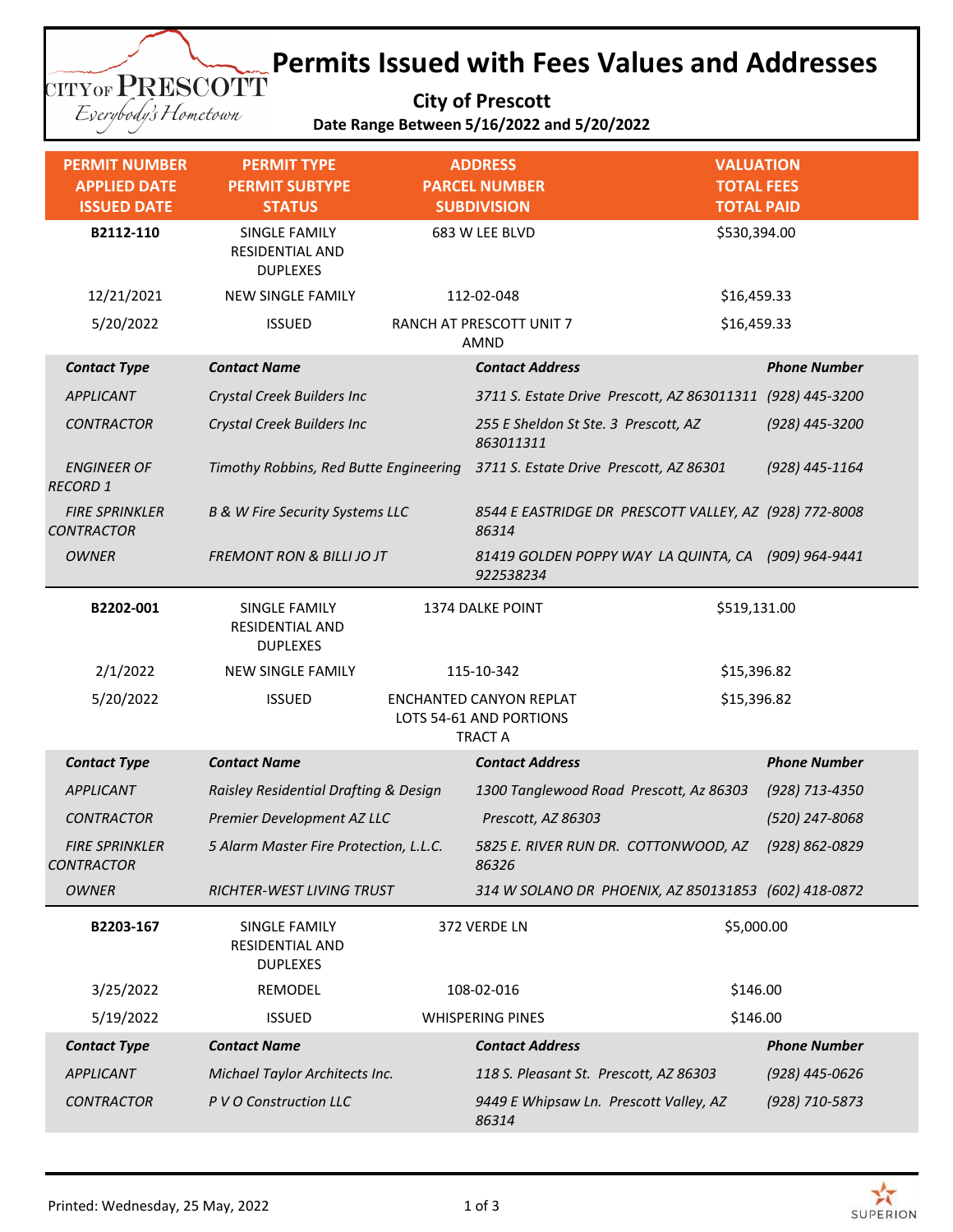# Permits Issued with Fees Values and Addresses

**City of Prescott**

**Date Range Between 5/16/2022 and 5/20/2022**

| PERMIT NUMBER<br>APPLIED DATE<br>ISSUED DATE | PERMIT TYPE<br>PERMIT SUBTYPE<br>STATUS | ADDRESS<br>PARCEL NUMBER<br>SUBDIVISION | VALUATION<br>TOTAL FEES<br>TOTAL PAID |
|---|---|---|---|
| **B2112-110** | SINGLE FAMILY RESIDENTIAL AND DUPLEXES | 683 W LEE BLVD | $530,394.00 |
| 12/21/2021 | NEW SINGLE FAMILY | 112-02-048 | $16,459.33 |
| 5/20/2022 | ISSUED | RANCH AT PRESCOTT UNIT 7 AMND | $16,459.33 |

| Contact Type | Contact Name | Contact Address | Phone Number |
|---|---|---|---|
| *APPLICANT* | *Crystal Creek Builders Inc* | *3711 S. Estate Drive Prescott, AZ 863011311* | *(928) 445-3200* |
| *CONTRACTOR* | *Crystal Creek Builders Inc* | *255 E Sheldon St Ste. 3 Prescott, AZ 863011311* | *(928) 445-3200* |
| *ENGINEER OF RECORD 1* | *Timothy Robbins, Red Butte Engineering* | *3711 S. Estate Drive Prescott, AZ 86301* | *(928) 445-1164* |
| *FIRE SPRINKLER CONTRACTOR* | *B & W Fire Security Systems LLC* | *8544 E EASTRIDGE DR PRESCOTT VALLEY, AZ 86314* | *(928) 772-8008* |
| *OWNER* | *FREMONT RON & BILLI JO JT* | *81419 GOLDEN POPPY WAY LA QUINTA, CA 922538234* | *(909) 964-9441* |

| PERMIT NUMBER<br>APPLIED DATE<br>ISSUED DATE | PERMIT TYPE<br>PERMIT SUBTYPE<br>STATUS | ADDRESS<br>PARCEL NUMBER<br>SUBDIVISION | VALUATION<br>TOTAL FEES<br>TOTAL PAID |
|---|---|---|---|
| **B2202-001** | SINGLE FAMILY RESIDENTIAL AND DUPLEXES | 1374 DALKE POINT | $519,131.00 |
| 2/1/2022 | NEW SINGLE FAMILY | 115-10-342 | $15,396.82 |
| 5/20/2022 | ISSUED | ENCHANTED CANYON REPLAT LOTS 54-61 AND PORTIONS TRACT A | $15,396.82 |

| Contact Type | Contact Name | Contact Address | Phone Number |
|---|---|---|---|
| *APPLICANT* | *Raisley Residential Drafting & Design* | *1300 Tanglewood Road Prescott, Az 86303* | *(928) 713-4350* |
| *CONTRACTOR* | *Premier Development AZ LLC* | *Prescott, AZ 86303* | *(520) 247-8068* |
| *FIRE SPRINKLER CONTRACTOR* | *5 Alarm Master Fire Protection, L.L.C.* | *5825 E. RIVER RUN DR. COTTONWOOD, AZ 86326* | *(928) 862-0829* |
| *OWNER* | *RICHTER-WEST LIVING TRUST* | *314 W SOLANO DR PHOENIX, AZ 850131853* | *(602) 418-0872* |

| PERMIT NUMBER<br>APPLIED DATE<br>ISSUED DATE | PERMIT TYPE<br>PERMIT SUBTYPE<br>STATUS | ADDRESS<br>PARCEL NUMBER<br>SUBDIVISION | VALUATION<br>TOTAL FEES<br>TOTAL PAID |
|---|---|---|---|
| **B2203-167** | SINGLE FAMILY RESIDENTIAL AND DUPLEXES | 372 VERDE LN | $5,000.00 |
| 3/25/2022 | REMODEL | 108-02-016 | $146.00 |
| 5/19/2022 | ISSUED | WHISPERING PINES | $146.00 |

| Contact Type | Contact Name | Contact Address | Phone Number |
|---|---|---|---|
| *APPLICANT* | *Michael Taylor Architects Inc.* | *118 S. Pleasant St. Prescott, AZ 86303* | *(928) 445-0626* |
| *CONTRACTOR* | *P V O Construction LLC* | *9449 E Whipsaw Ln. Prescott Valley, AZ 86314* | *(928) 710-5873* |

Printed: Wednesday, 25 May, 2022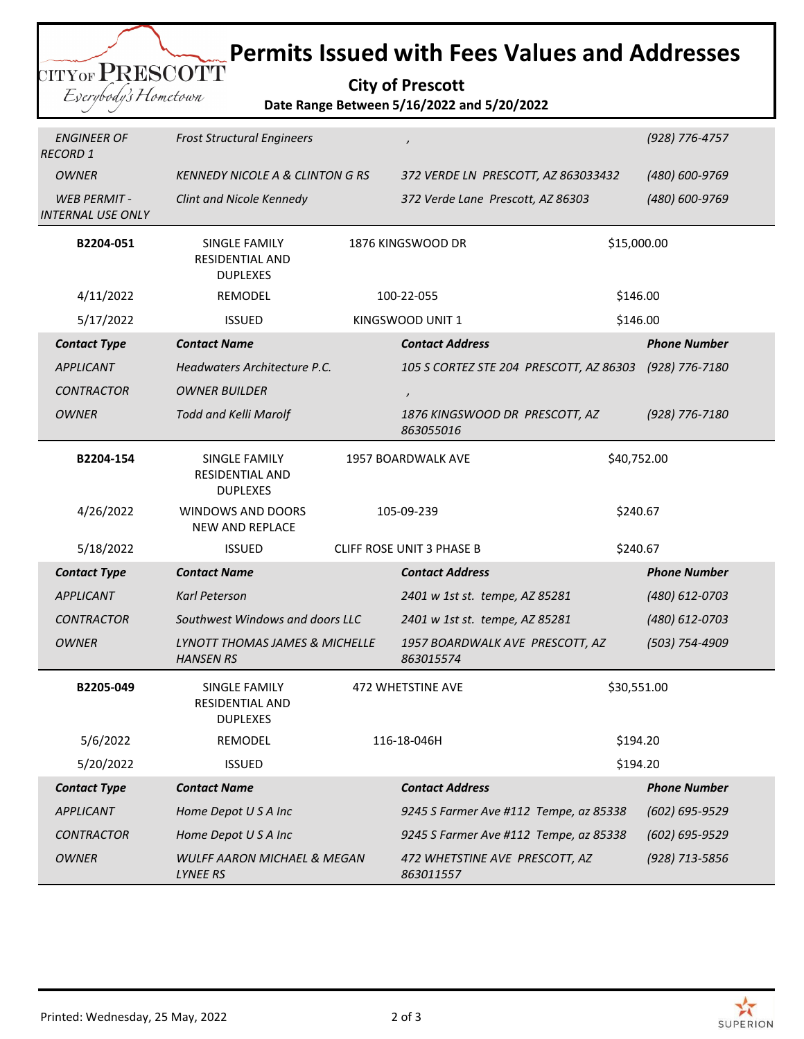# Permits Issued with Fees Values and Addresses

**City of Prescott**

**Date Range Between 5/16/2022 and 5/20/2022**

| *ENGINEER OF RECORD 1* | *Frost Structural Engineers* | *,* | *(928) 776-4757* |
|---|---|---|---|
| *OWNER* | *KENNEDY NICOLE A & CLINTON G RS* | *372 VERDE LN PRESCOTT, AZ 863033432* | *(480) 600-9769* |
| *WEB PERMIT - INTERNAL USE ONLY* | *Clint and Nicole Kennedy* | *372 Verde Lane Prescott, AZ 86303* | *(480) 600-9769* |

| **B2204-051** | SINGLE FAMILY RESIDENTIAL AND DUPLEXES | 1876 KINGSWOOD DR | $15,000.00 |
|---|---|---|---|
| 4/11/2022 | REMODEL | 100-22-055 | $146.00 |
| 5/17/2022 | ISSUED | KINGSWOOD UNIT 1 | $146.00 |

| ***Contact Type*** | ***Contact Name*** | ***Contact Address*** | ***Phone Number*** |
|---|---|---|---|
| *APPLICANT* | *Headwaters Architecture P.C.* | *105 S CORTEZ STE 204 PRESCOTT, AZ 86303* | *(928) 776-7180* |
| *CONTRACTOR* | *OWNER BUILDER* | *,* | |
| *OWNER* | *Todd and Kelli Marolf* | *1876 KINGSWOOD DR PRESCOTT, AZ 863055016* | *(928) 776-7180* |

| **B2204-154** | SINGLE FAMILY RESIDENTIAL AND DUPLEXES | 1957 BOARDWALK AVE | $40,752.00 |
|---|---|---|---|
| 4/26/2022 | WINDOWS AND DOORS NEW AND REPLACE | 105-09-239 | $240.67 |
| 5/18/2022 | ISSUED | CLIFF ROSE UNIT 3 PHASE B | $240.67 |

| ***Contact Type*** | ***Contact Name*** | ***Contact Address*** | ***Phone Number*** |
|---|---|---|---|
| *APPLICANT* | *Karl Peterson* | *2401 w 1st st. tempe, AZ 85281* | *(480) 612-0703* |
| *CONTRACTOR* | *Southwest Windows and doors LLC* | *2401 w 1st st. tempe, AZ 85281* | *(480) 612-0703* |
| *OWNER* | *LYNOTT THOMAS JAMES & MICHELLE HANSEN RS* | *1957 BOARDWALK AVE PRESCOTT, AZ 863015574* | *(503) 754-4909* |

| **B2205-049** | SINGLE FAMILY RESIDENTIAL AND DUPLEXES | 472 WHETSTINE AVE | $30,551.00 |
|---|---|---|---|
| 5/6/2022 | REMODEL | 116-18-046H | $194.20 |
| 5/20/2022 | ISSUED | | $194.20 |

| ***Contact Type*** | ***Contact Name*** | ***Contact Address*** | ***Phone Number*** |
|---|---|---|---|
| *APPLICANT* | *Home Depot U S A Inc* | *9245 S Farmer Ave #112 Tempe, az 85338* | *(602) 695-9529* |
| *CONTRACTOR* | *Home Depot U S A Inc* | *9245 S Farmer Ave #112 Tempe, az 85338* | *(602) 695-9529* |
| *OWNER* | *WULFF AARON MICHAEL & MEGAN LYNEE RS* | *472 WHETSTINE AVE PRESCOTT, AZ 863011557* | *(928) 713-5856* |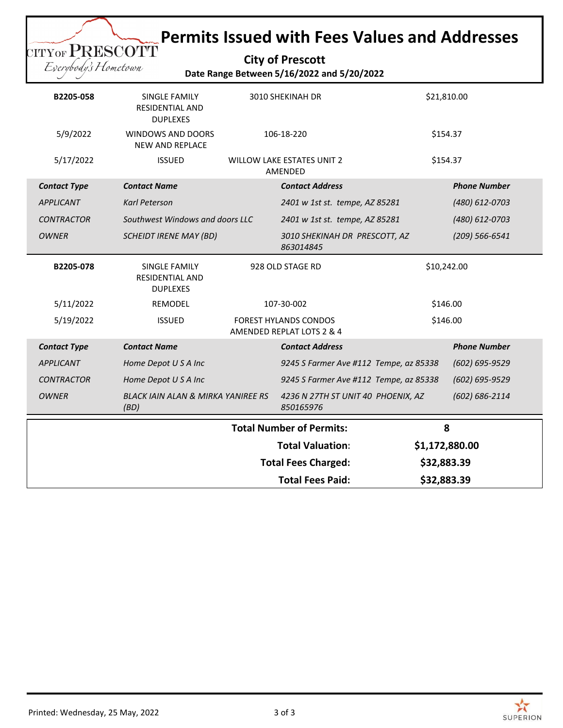# Permits Issued with Fees Values and Addresses

**City of Prescott**

**Date Range Between 5/16/2022 and 5/20/2022**

| | | | |
|---|---|---|---|
| **B2205-058** | SINGLE FAMILY RESIDENTIAL AND DUPLEXES | 3010 SHEKINAH DR | $21,810.00 |
| 5/9/2022 | WINDOWS AND DOORS NEW AND REPLACE | 106-18-220 | $154.37 |
| 5/17/2022 | ISSUED | WILLOW LAKE ESTATES UNIT 2 AMENDED | $154.37 |

| *Contact Type* | *Contact Name* | *Contact Address* | *Phone Number* |
|---|---|---|---|
| *APPLICANT* | *Karl Peterson* | *2401 w 1st st. tempe, AZ 85281* | *(480) 612-0703* |
| *CONTRACTOR* | *Southwest Windows and doors LLC* | *2401 w 1st st. tempe, AZ 85281* | *(480) 612-0703* |
| *OWNER* | *SCHEIDT IRENE MAY (BD)* | *3010 SHEKINAH DR PRESCOTT, AZ 863014845* | *(209) 566-6541* |

| | | | |
|---|---|---|---|
| **B2205-078** | SINGLE FAMILY RESIDENTIAL AND DUPLEXES | 928 OLD STAGE RD | $10,242.00 |
| 5/11/2022 | REMODEL | 107-30-002 | $146.00 |
| 5/19/2022 | ISSUED | FOREST HYLANDS CONDOS AMENDED REPLAT LOTS 2 & 4 | $146.00 |

| *Contact Type* | *Contact Name* | *Contact Address* | *Phone Number* |
|---|---|---|---|
| *APPLICANT* | *Home Depot U S A Inc* | *9245 S Farmer Ave #112 Tempe, az 85338* | *(602) 695-9529* |
| *CONTRACTOR* | *Home Depot U S A Inc* | *9245 S Farmer Ave #112 Tempe, az 85338* | *(602) 695-9529* |
| *OWNER* | *BLACK IAIN ALAN & MIRKA YANIREE RS (BD)* | *4236 N 27TH ST UNIT 40 PHOENIX, AZ 850165976* | *(602) 686-2114* |

| | |
|---|---|
| **Total Number of Permits:** | **8** |
| **Total Valuation:** | **$1,172,880.00** |
| **Total Fees Charged:** | **$32,883.39** |
| **Total Fees Paid:** | **$32,883.39** |

Printed: Wednesday, 25 May, 2022